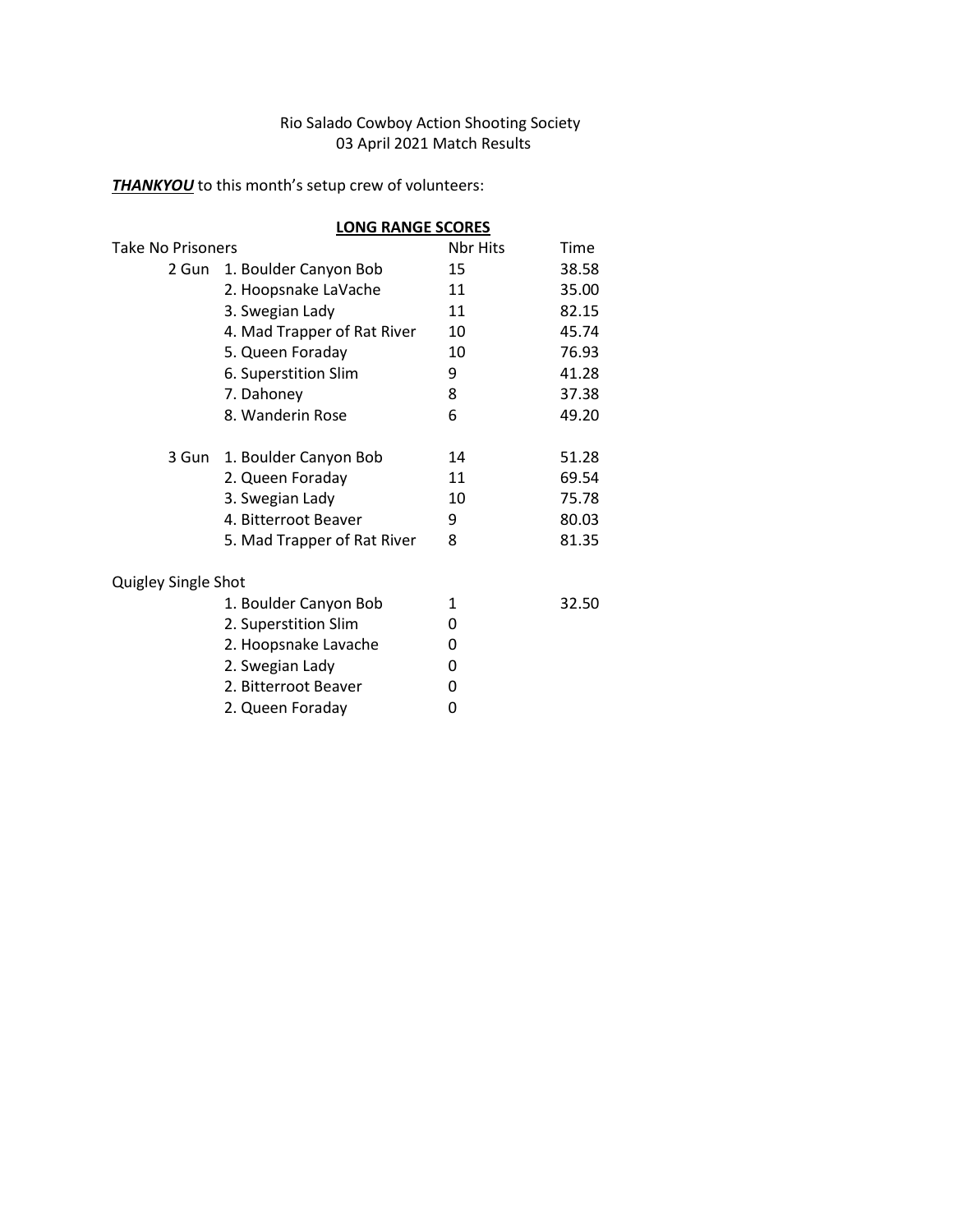Rio Salado Cowboy Action Shooting Society
03 April 2021 Match Results

***<u>THANKYOU</u>*** to this month's setup crew of volunteers:

**<u>LONG RANGE SCORES</u>**

| Take No Prisoners | | Nbr Hits | Time |
|---|---|---|---|
| 2 Gun | 1. Boulder Canyon Bob | 15 | 38.58 |
| | 2. Hoopsnake LaVache | 11 | 35.00 |
| | 3. Swegian Lady | 11 | 82.15 |
| | 4. Mad Trapper of Rat River | 10 | 45.74 |
| | 5. Queen Foraday | 10 | 76.93 |
| | 6. Superstition Slim | 9 | 41.28 |
| | 7. Dahoney | 8 | 37.38 |
| | 8. Wanderin Rose | 6 | 49.20 |
| | | | |
| 3 Gun | 1. Boulder Canyon Bob | 14 | 51.28 |
| | 2. Queen Foraday | 11 | 69.54 |
| | 3. Swegian Lady | 10 | 75.78 |
| | 4. Bitterroot Beaver | 9 | 80.03 |
| | 5. Mad Trapper of Rat River | 8 | 81.35 |
| | | | |
| Quigley Single Shot | | | |
| | 1. Boulder Canyon Bob | 1 | 32.50 |
| | 2. Superstition Slim | 0 | |
| | 2. Hoopsnake Lavache | 0 | |
| | 2. Swegian Lady | 0 | |
| | 2. Bitterroot Beaver | 0 | |
| | 2. Queen Foraday | 0 | |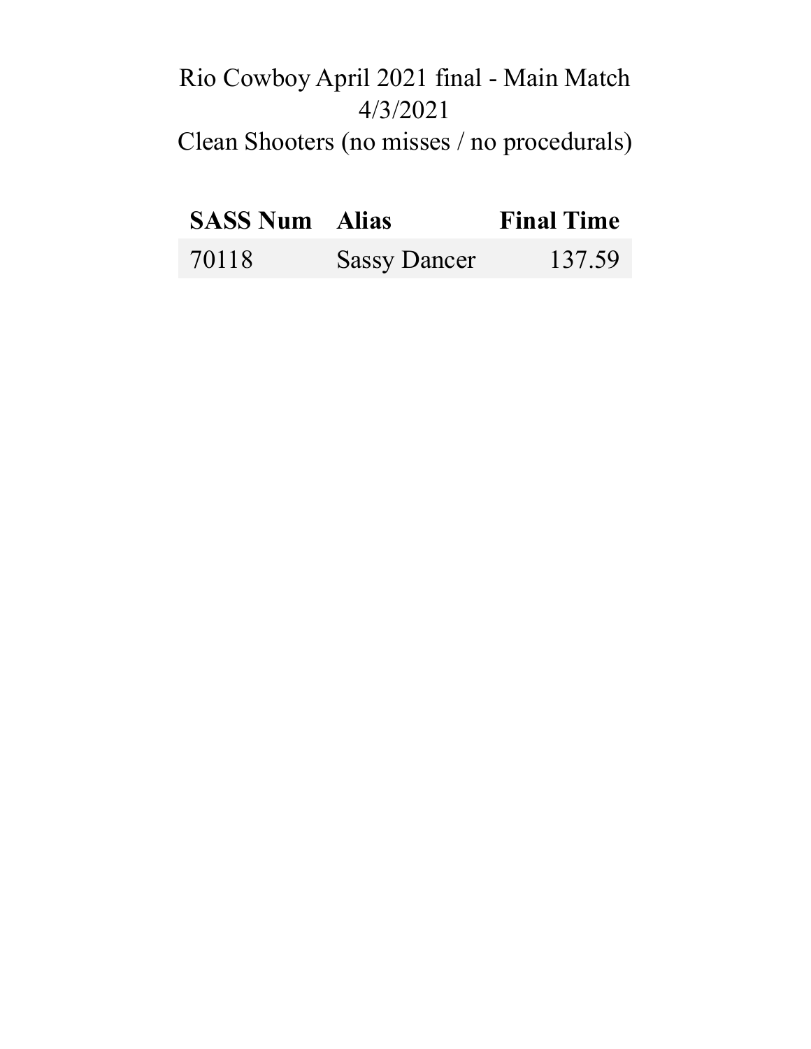# Rio Cowboy April 2021 final - Main Match
## 4/3/2021
## Clean Shooters (no misses / no procedurals)

| SASS Num | Alias | Final Time |
|---|---|---|
| 70118 | Sassy Dancer | 137.59 |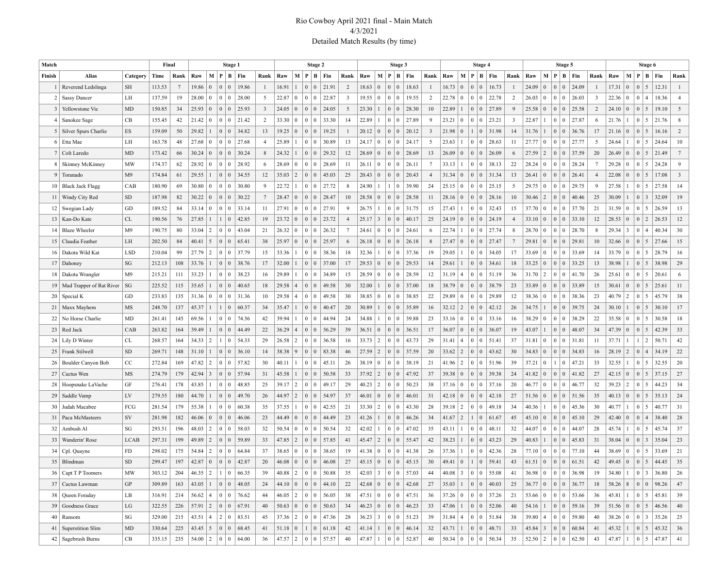# Rio Cowboy April 2021 final - Main Match

4/3/2021

Detailed Match Results (by time)

| Match | | | Final | | Stage 1 | | | | | | Stage 2 | | | | | | Stage 3 | | | | | | Stage 4 | | | | | | Stage 5 | | | | | | Stage 6 | | | | | |
|---|---|---|---|---|---|---|---|---|---|---|---|---|---|---|---|---|---|---|---|---|---|---|---|---|---|---|---|---|---|---|---|---|---|---|---|---|---|---|---|---|
| Finish | Alias | Category | Time | Rank | Raw | M | P | B | Fin | Rank | Raw | M | P | B | Fin | Rank | Raw | M | P | B | Fin | Rank | Raw | M | P | B | Fin | Rank | Raw | M | P | B | Fin | Rank | Raw | M | P | B | Fin | Rank |
| 1 | Reverend Ledslinga | SH | 113.53 | 7 | 19.86 | 0 | 0 | 0 | 19.86 | 1 | 16.91 | 1 | 0 | 0 | 21.91 | 2 | 18.63 | 0 | 0 | 0 | 18.63 | 1 | 16.73 | 0 | 0 | 0 | 16.73 | 1 | 24.09 | 0 | 0 | 0 | 24.09 | 1 | 17.31 | 0 | 0 | 5 | 12.31 | 1 |
| 2 | Sassy Dancer | LH | 137.59 | 19 | 28.00 | 0 | 0 | 0 | 28.00 | 5 | 22.87 | 0 | 0 | 0 | 22.87 | 3 | 19.55 | 0 | 0 | 0 | 19.55 | 2 | 22.78 | 0 | 0 | 0 | 22.78 | 2 | 26.03 | 0 | 0 | 0 | 26.03 | 3 | 22.36 | 0 | 0 | 4 | 18.36 | 4 |
| 3 | Yellowstone Vic | MD | 150.85 | 34 | 25.93 | 0 | 0 | 0 | 25.93 | 3 | 24.05 | 0 | 0 | 0 | 24.05 | 5 | 23.30 | 1 | 0 | 0 | 28.30 | 10 | 22.89 | 1 | 0 | 0 | 27.89 | 9 | 25.58 | 0 | 0 | 0 | 25.58 | 2 | 24.10 | 0 | 0 | 5 | 19.10 | 5 |
| 4 | Sanokee Sage | CB | 155.45 | 42 | 21.42 | 0 | 0 | 0 | 21.42 | 2 | 33.30 | 0 | 0 | 0 | 33.30 | 14 | 22.89 | 1 | 0 | 0 | 27.89 | 9 | 23.21 | 0 | 0 | 0 | 23.21 | 3 | 22.87 | 1 | 0 | 0 | 27.87 | 6 | 21.76 | 1 | 0 | 5 | 21.76 | 8 |
| 5 | Silver Spurs Charlie | ES | 159.09 | 50 | 29.82 | 1 | 0 | 0 | 34.82 | 13 | 19.25 | 0 | 0 | 0 | 19.25 | 1 | 20.12 | 0 | 0 | 0 | 20.12 | 3 | 21.98 | 0 | 1 | 0 | 31.98 | 14 | 31.76 | 1 | 0 | 0 | 36.76 | 17 | 21.16 | 0 | 0 | 5 | 16.16 | 2 |
| 6 | Etta Mae | LH | 163.78 | 48 | 27.68 | 0 | 0 | 0 | 27.68 | 4 | 25.89 | 1 | 0 | 0 | 30.89 | 13 | 24.17 | 0 | 0 | 0 | 24.17 | 5 | 23.63 | 1 | 0 | 0 | 28.63 | 11 | 27.77 | 0 | 0 | 0 | 27.77 | 5 | 24.64 | 1 | 0 | 5 | 24.64 | 10 |
| 7 | Colt Laredo | MD | 173.42 | 66 | 30.24 | 0 | 0 | 0 | 30.24 | 8 | 24.32 | 1 | 0 | 0 | 29.32 | 12 | 28.69 | 0 | 0 | 0 | 28.69 | 13 | 26.09 | 0 | 0 | 0 | 26.09 | 6 | 27.59 | 2 | 0 | 0 | 37.59 | 20 | 26.49 | 0 | 0 | 5 | 21.49 | 7 |
| 8 | Skinney McKinney | MW | 174.37 | 62 | 28.92 | 0 | 0 | 0 | 28.92 | 6 | 28.69 | 0 | 0 | 0 | 28.69 | 11 | 26.11 | 0 | 0 | 0 | 26.11 | 7 | 33.13 | 1 | 0 | 0 | 38.13 | 22 | 28.24 | 0 | 0 | 0 | 28.24 | 7 | 29.28 | 0 | 0 | 5 | 24.28 | 9 |
| 9 | Toranado | M9 | 174.84 | 61 | 29.55 | 1 | 0 | 0 | 34.55 | 12 | 35.03 | 2 | 0 | 0 | 45.03 | 25 | 20.43 | 0 | 0 | 0 | 20.43 | 4 | 31.34 | 0 | 0 | 0 | 31.34 | 13 | 26.41 | 0 | 0 | 0 | 26.41 | 4 | 22.08 | 0 | 0 | 5 | 17.08 | 3 |
| 10 | Black Jack Flagg | CAB | 180.90 | 69 | 30.80 | 0 | 0 | 0 | 30.80 | 9 | 22.72 | 1 | 0 | 0 | 27.72 | 8 | 24.90 | 1 | 1 | 0 | 39.90 | 24 | 25.15 | 0 | 0 | 0 | 25.15 | 5 | 29.75 | 0 | 0 | 0 | 29.75 | 9 | 27.58 | 1 | 0 | 5 | 27.58 | 14 |
| 11 | Windy City Red | SD | 187.98 | 82 | 30.22 | 0 | 0 | 0 | 30.22 | 7 | 28.47 | 0 | 0 | 0 | 28.47 | 10 | 28.58 | 0 | 0 | 0 | 28.58 | 11 | 28.16 | 0 | 0 | 0 | 28.16 | 10 | 30.46 | 2 | 0 | 0 | 40.46 | 25 | 30.09 | 1 | 0 | 3 | 32.09 | 19 |
| 12 | Swegian Lady | GD | 189.52 | 84 | 33.14 | 0 | 0 | 0 | 33.14 | 11 | 27.91 | 0 | 0 | 0 | 27.91 | 9 | 26.75 | 1 | 0 | 0 | 31.75 | 15 | 27.43 | 1 | 0 | 0 | 32.43 | 15 | 37.70 | 0 | 0 | 0 | 37.70 | 21 | 31.59 | 0 | 0 | 5 | 26.59 | 13 |
| 13 | Kan-Do Kate | CL | 190.56 | 76 | 27.85 | 1 | 1 | 0 | 42.85 | 19 | 23.72 | 0 | 0 | 0 | 23.72 | 4 | 25.17 | 3 | 0 | 0 | 40.17 | 25 | 24.19 | 0 | 0 | 0 | 24.19 | 4 | 33.10 | 0 | 0 | 0 | 33.10 | 12 | 28.53 | 0 | 0 | 2 | 26.53 | 12 |
| 14 | Blaze Wheeler | M9 | 190.75 | 80 | 33.04 | 2 | 0 | 0 | 43.04 | 21 | 26.32 | 0 | 0 | 0 | 26.32 | 7 | 24.61 | 0 | 0 | 0 | 24.61 | 6 | 22.74 | 1 | 0 | 0 | 27.74 | 8 | 28.70 | 0 | 0 | 0 | 28.70 | 8 | 29.34 | 3 | 0 | 4 | 40.34 | 30 |
| 15 | Claudia Feather | LH | 202.50 | 84 | 40.41 | 5 | 0 | 0 | 65.41 | 38 | 25.97 | 0 | 0 | 0 | 25.97 | 6 | 26.18 | 0 | 0 | 0 | 26.18 | 8 | 27.47 | 0 | 0 | 0 | 27.47 | 7 | 29.81 | 0 | 0 | 0 | 29.81 | 10 | 32.66 | 0 | 0 | 5 | 27.66 | 15 |
| 16 | Dakota Wild Kat | LSD | 210.04 | 99 | 27.79 | 2 | 0 | 0 | 37.79 | 15 | 33.36 | 1 | 0 | 0 | 38.36 | 18 | 32.36 | 1 | 0 | 0 | 37.36 | 19 | 29.05 | 1 | 0 | 0 | 34.05 | 17 | 33.69 | 0 | 0 | 0 | 33.69 | 14 | 33.79 | 0 | 0 | 5 | 28.79 | 16 |
| 17 | Dahoney | SG | 212.13 | 108 | 33.76 | 1 | 0 | 0 | 38.76 | 17 | 32.00 | 1 | 0 | 0 | 37.00 | 17 | 29.53 | 0 | 0 | 0 | 29.53 | 14 | 29.61 | 1 | 0 | 0 | 34.61 | 18 | 33.25 | 0 | 0 | 0 | 33.25 | 13 | 38.98 | 1 | 0 | 5 | 38.98 | 29 |
| 18 | Dakota Wrangler | M9 | 215.21 | 111 | 33.23 | 1 | 0 | 0 | 38.23 | 16 | 29.89 | 1 | 0 | 0 | 34.89 | 15 | 28.59 | 0 | 0 | 0 | 28.59 | 12 | 31.19 | 4 | 0 | 0 | 51.19 | 36 | 31.70 | 2 | 0 | 0 | 41.70 | 26 | 25.61 | 0 | 0 | 5 | 20.61 | 6 |
| 19 | Mad Trapper of Rat River | SG | 225.52 | 115 | 35.65 | 1 | 0 | 0 | 40.65 | 18 | 29.58 | 4 | 0 | 0 | 49.58 | 30 | 32.00 | 1 | 0 | 0 | 37.00 | 18 | 38.79 | 0 | 0 | 0 | 38.79 | 23 | 33.89 | 0 | 0 | 0 | 33.89 | 15 | 30.61 | 0 | 0 | 5 | 25.61 | 11 |
| 20 | Special K | GD | 233.83 | 135 | 31.36 | 0 | 0 | 0 | 31.36 | 10 | 29.58 | 4 | 0 | 0 | 49.58 | 30 | 38.85 | 0 | 0 | 0 | 38.85 | 22 | 29.89 | 0 | 0 | 0 | 29.89 | 12 | 38.36 | 0 | 0 | 0 | 38.36 | 23 | 40.79 | 2 | 0 | 5 | 45.79 | 38 |
| 21 | Maxx Mayhem | MS | 248.70 | 137 | 45.37 | 1 | 1 | 0 | 60.37 | 34 | 35.47 | 1 | 0 | 0 | 40.47 | 20 | 30.89 | 1 | 0 | 0 | 35.89 | 16 | 32.12 | 2 | 0 | 0 | 42.12 | 26 | 34.75 | 1 | 0 | 0 | 39.75 | 24 | 30.10 | 1 | 0 | 5 | 30.10 | 17 |
| 22 | No Horse Charlie | MD | 261.41 | 145 | 69.56 | 1 | 0 | 0 | 74.56 | 42 | 39.94 | 1 | 0 | 0 | 44.94 | 24 | 34.88 | 1 | 0 | 0 | 39.88 | 23 | 33.16 | 0 | 0 | 0 | 33.16 | 16 | 38.29 | 0 | 0 | 0 | 38.29 | 22 | 35.58 | 0 | 0 | 5 | 30.58 | 18 |
| 23 | Red Jack | CAB | 263.82 | 164 | 39.49 | 1 | 0 | 0 | 44.49 | 22 | 36.29 | 4 | 0 | 0 | 56.29 | 39 | 36.51 | 0 | 0 | 0 | 36.51 | 17 | 36.07 | 0 | 0 | 0 | 36.07 | 19 | 43.07 | 1 | 0 | 0 | 48.07 | 34 | 47.39 | 0 | 0 | 5 | 42.39 | 33 |
| 24 | Lily D Winter | CL | 268.57 | 164 | 34.33 | 2 | 1 | 0 | 54.33 | 29 | 26.58 | 2 | 0 | 0 | 36.58 | 16 | 33.73 | 2 | 0 | 0 | 43.73 | 29 | 31.41 | 4 | 0 | 0 | 51.41 | 37 | 31.81 | 0 | 0 | 0 | 31.81 | 11 | 37.71 | 1 | 1 | 2 | 50.71 | 42 |
| 25 | Frank Stilwell | SD | 269.71 | 148 | 31.10 | 1 | 0 | 0 | 36.10 | 14 | 38.38 | 9 | 0 | 0 | 83.38 | 46 | 27.59 | 2 | 0 | 0 | 37.59 | 20 | 33.62 | 2 | 0 | 0 | 43.62 | 30 | 34.83 | 0 | 0 | 0 | 34.83 | 16 | 28.19 | 2 | 0 | 4 | 34.19 | 22 |
| 26 | Boulder Canyon Bob | CC | 272.84 | 169 | 47.82 | 2 | 0 | 0 | 57.82 | 30 | 40.11 | 1 | 0 | 0 | 45.11 | 26 | 38.19 | 0 | 0 | 0 | 38.19 | 21 | 41.96 | 2 | 0 | 0 | 51.96 | 39 | 37.21 | 0 | 1 | 0 | 47.21 | 33 | 32.55 | 1 | 0 | 5 | 32.55 | 20 |
| 27 | Cactus Wen | MS | 274.79 | 179 | 42.94 | 3 | 0 | 0 | 57.94 | 31 | 45.58 | 1 | 0 | 0 | 50.58 | 33 | 37.92 | 2 | 0 | 0 | 47.92 | 37 | 39.38 | 0 | 0 | 0 | 39.38 | 24 | 41.82 | 0 | 0 | 0 | 41.82 | 27 | 42.15 | 0 | 0 | 5 | 37.15 | 27 |
| 28 | Hoopsnake LaVache | GF | 276.41 | 178 | 43.85 | 1 | 0 | 0 | 48.85 | 25 | 39.17 | 2 | 0 | 0 | 49.17 | 29 | 40.23 | 2 | 0 | 0 | 50.23 | 38 | 37.16 | 0 | 0 | 0 | 37.16 | 20 | 46.77 | 0 | 0 | 0 | 46.77 | 32 | 39.23 | 2 | 0 | 5 | 44.23 | 34 |
| 29 | Saddle Vamp | LV | 279.55 | 180 | 44.70 | 1 | 0 | 0 | 49.70 | 26 | 44.97 | 2 | 0 | 0 | 54.97 | 37 | 46.01 | 0 | 0 | 0 | 46.01 | 31 | 42.18 | 0 | 0 | 0 | 42.18 | 27 | 51.56 | 0 | 0 | 0 | 51.56 | 35 | 40.13 | 0 | 0 | 5 | 35.13 | 24 |
| 30 | Judah Macabee | FCG | 281.54 | 179 | 55.38 | 1 | 0 | 0 | 60.38 | 35 | 37.55 | 1 | 0 | 0 | 42.55 | 21 | 33.30 | 2 | 0 | 0 | 43.30 | 28 | 39.18 | 2 | 0 | 0 | 49.18 | 34 | 40.36 | 1 | 0 | 0 | 45.36 | 30 | 40.77 | 1 | 0 | 5 | 40.77 | 31 |
| 31 | Paca McMasteers | SV | 281.98 | 182 | 46.06 | 0 | 0 | 0 | 46.06 | 23 | 44.49 | 0 | 0 | 0 | 44.49 | 23 | 41.26 | 1 | 0 | 0 | 46.26 | 34 | 41.67 | 2 | 1 | 0 | 61.67 | 45 | 45.10 | 0 | 0 | 0 | 45.10 | 29 | 42.40 | 0 | 0 | 4 | 38.40 | 28 |
| 32 | Ambush Al | SG | 293.51 | 196 | 48.03 | 2 | 0 | 0 | 58.03 | 32 | 50.54 | 0 | 0 | 0 | 50.54 | 32 | 42.02 | 1 | 0 | 0 | 47.02 | 35 | 43.11 | 1 | 0 | 0 | 48.11 | 32 | 44.07 | 0 | 0 | 0 | 44.07 | 28 | 45.74 | 1 | 0 | 5 | 45.74 | 37 |
| 33 | Wanderin' Rose | LCAB | 297.31 | 199 | 49.89 | 2 | 0 | 0 | 59.89 | 33 | 47.85 | 2 | 0 | 0 | 57.85 | 41 | 45.47 | 2 | 0 | 0 | 55.47 | 42 | 38.23 | 1 | 0 | 0 | 43.23 | 29 | 40.83 | 1 | 0 | 0 | 45.83 | 31 | 38.04 | 0 | 0 | 3 | 35.04 | 23 |
| 34 | Cpl. Quayne | FD | 298.02 | 175 | 54.84 | 2 | 0 | 0 | 64.84 | 37 | 38.65 | 0 | 0 | 0 | 38.65 | 19 | 41.38 | 0 | 0 | 0 | 41.38 | 26 | 37.36 | 1 | 0 | 0 | 42.36 | 28 | 77.10 | 0 | 0 | 0 | 77.10 | 44 | 38.69 | 0 | 0 | 5 | 33.69 | 21 |
| 35 | Blindman | SD | 299.47 | 197 | 42.87 | 0 | 0 | 0 | 42.87 | 20 | 46.08 | 0 | 0 | 0 | 46.08 | 27 | 45.15 | 0 | 0 | 0 | 45.15 | 30 | 49.41 | 0 | 1 | 0 | 59.41 | 43 | 61.51 | 0 | 0 | 0 | 61.51 | 42 | 49.45 | 0 | 0 | 5 | 44.45 | 35 |
| 36 | Capt T P Toomers | MW | 303.12 | 204 | 46.35 | 2 | 1 | 0 | 66.35 | 39 | 40.88 | 2 | 0 | 0 | 50.88 | 35 | 42.03 | 3 | 0 | 0 | 57.03 | 44 | 40.08 | 3 | 0 | 0 | 55.08 | 41 | 36.98 | 0 | 0 | 0 | 36.98 | 19 | 34.80 | 1 | 0 | 3 | 36.80 | 26 |
| 37 | Cactus Lawman | GP | 309.89 | 163 | 43.05 | 1 | 0 | 0 | 48.05 | 24 | 44.10 | 0 | 0 | 0 | 44.10 | 22 | 42.68 | 0 | 0 | 0 | 42.68 | 27 | 35.03 | 1 | 0 | 0 | 40.03 | 25 | 36.77 | 0 | 0 | 0 | 36.77 | 18 | 58.26 | 8 | 0 | 0 | 98.26 | 47 |
| 38 | Queen Foraday | LB | 316.91 | 214 | 56.62 | 4 | 0 | 0 | 76.62 | 44 | 46.05 | 2 | 0 | 0 | 56.05 | 38 | 47.51 | 0 | 0 | 0 | 47.51 | 36 | 37.26 | 0 | 0 | 0 | 37.26 | 21 | 53.66 | 0 | 0 | 0 | 53.66 | 36 | 45.81 | 1 | 0 | 5 | 45.81 | 39 |
| 39 | Goodness Grace | LG | 322.55 | 226 | 57.91 | 2 | 0 | 0 | 67.91 | 40 | 50.63 | 0 | 0 | 0 | 50.63 | 34 | 46.23 | 0 | 0 | 0 | 46.23 | 33 | 47.06 | 1 | 0 | 0 | 52.06 | 40 | 54.16 | 1 | 0 | 0 | 59.16 | 39 | 51.56 | 0 | 0 | 5 | 46.56 | 40 |
| 40 | Ransom | SG | 329.00 | 215 | 43.51 | 4 | 2 | 0 | 83.51 | 45 | 37.36 | 2 | 0 | 0 | 47.36 | 28 | 36.23 | 3 | 0 | 0 | 51.23 | 39 | 31.84 | 4 | 0 | 0 | 51.84 | 38 | 39.80 | 4 | 0 | 0 | 59.80 | 40 | 38.26 | 0 | 0 | 3 | 35.26 | 25 |
| 41 | Superstition Slim | MD | 330.64 | 225 | 43.45 | 5 | 0 | 0 | 68.45 | 41 | 51.18 | 0 | 1 | 0 | 61.18 | 42 | 41.14 | 1 | 0 | 0 | 46.14 | 32 | 43.71 | 1 | 0 | 0 | 48.71 | 33 | 45.84 | 3 | 0 | 0 | 60.84 | 41 | 45.32 | 1 | 0 | 5 | 45.32 | 36 |
| 42 | Sagebrush Burns | CB | 335.15 | 235 | 54.00 | 2 | 0 | 0 | 64.00 | 36 | 47.57 | 2 | 0 | 0 | 57.57 | 40 | 47.87 | 1 | 0 | 0 | 52.87 | 40 | 50.34 | 0 | 0 | 0 | 50.34 | 35 | 52.50 | 2 | 0 | 0 | 62.50 | 43 | 47.87 | 1 | 0 | 5 | 47.87 | 41 |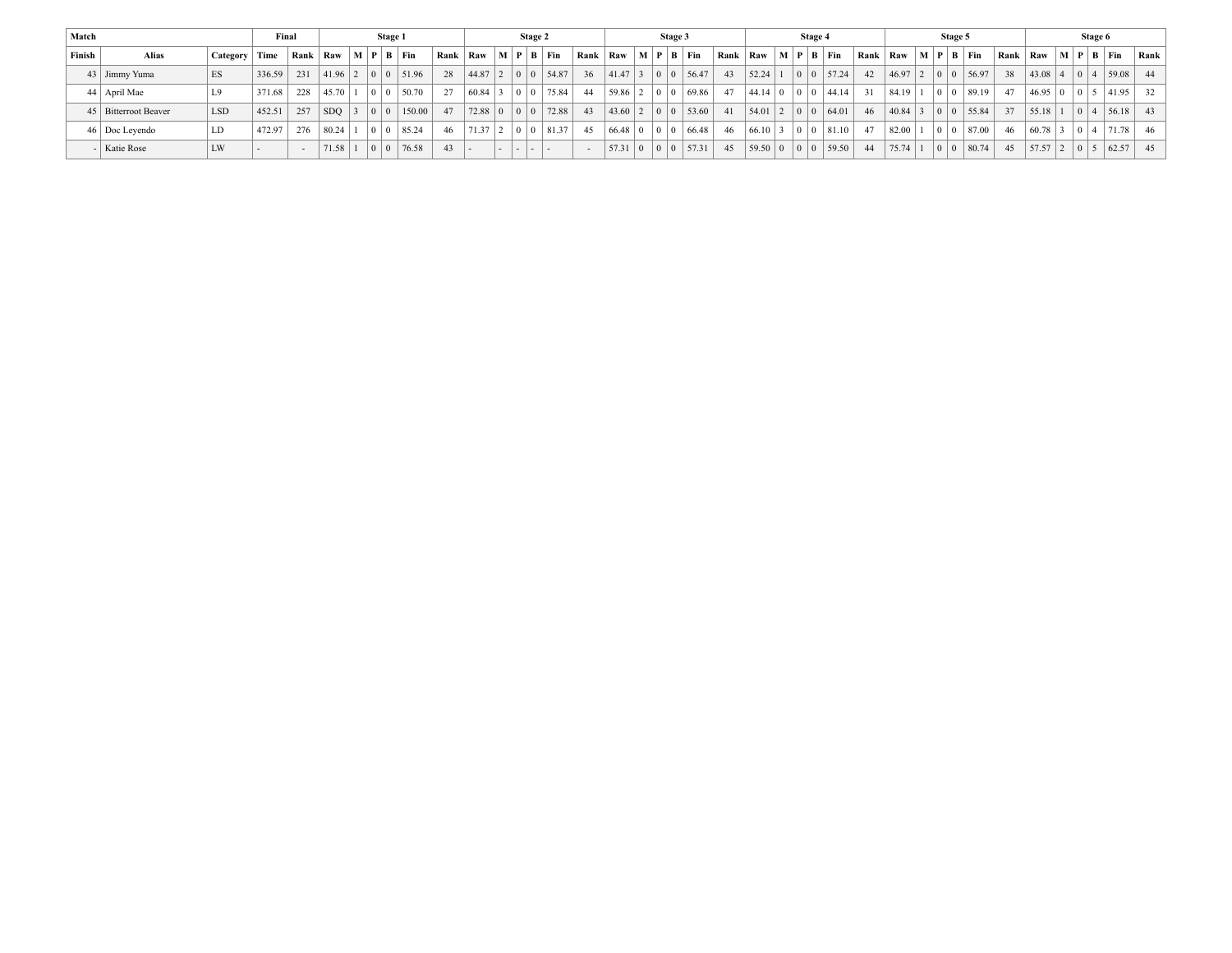| Match | | | Final | | Stage 1 | | | | | | Stage 2 | | | | | | Stage 3 | | | | | | Stage 4 | | | | | | Stage 5 | | | | | | Stage 6 | | | | | |
|---|---|---|---|---|---|---|---|---|---|---|---|---|---|---|---|---|---|---|---|---|---|---|---|---|---|---|---|---|---|---|---|---|---|---|---|---|---|---|---|---|
| Finish | Alias | Category | Time | Rank | Raw | M | P | B | Fin | Rank | Raw | M | P | B | Fin | Rank | Raw | M | P | B | Fin | Rank | Raw | M | P | B | Fin | Rank | Raw | M | P | B | Fin | Rank | Raw | M | P | B | Fin | Rank |
| 43 | Jimmy Yuma | ES | 336.59 | 231 | 41.96 | 2 | 0 | 0 | 51.96 | 28 | 44.87 | 2 | 0 | 0 | 54.87 | 36 | 41.47 | 3 | 0 | 0 | 56.47 | 43 | 52.24 | 1 | 0 | 0 | 57.24 | 42 | 46.97 | 2 | 0 | 0 | 56.97 | 38 | 43.08 | 4 | 0 | 4 | 59.08 | 44 |
| 44 | April Mae | L9 | 371.68 | 228 | 45.70 | 1 | 0 | 0 | 50.70 | 27 | 60.84 | 3 | 0 | 0 | 75.84 | 44 | 59.86 | 2 | 0 | 0 | 69.86 | 47 | 44.14 | 0 | 0 | 0 | 44.14 | 31 | 84.19 | 1 | 0 | 0 | 89.19 | 47 | 46.95 | 0 | 0 | 5 | 41.95 | 32 |
| 45 | Bitterroot Beaver | LSD | 452.51 | 257 | SDQ | 3 | 0 | 0 | 150.00 | 47 | 72.88 | 0 | 0 | 0 | 72.88 | 43 | 43.60 | 2 | 0 | 0 | 53.60 | 41 | 54.01 | 2 | 0 | 0 | 64.01 | 46 | 40.84 | 3 | 0 | 0 | 55.84 | 37 | 55.18 | 1 | 0 | 4 | 56.18 | 43 |
| 46 | Doc Leyendo | LD | 472.97 | 276 | 80.24 | 1 | 0 | 0 | 85.24 | 46 | 71.37 | 2 | 0 | 0 | 81.37 | 45 | 66.48 | 0 | 0 | 0 | 66.48 | 46 | 66.10 | 3 | 0 | 0 | 81.10 | 47 | 82.00 | 1 | 0 | 0 | 87.00 | 46 | 60.78 | 3 | 0 | 4 | 71.78 | 46 |
| - | Katie Rose | LW | - | - | 71.58 | 1 | 0 | 0 | 76.58 | 43 | - | - | - | - | - | - | 57.31 | 0 | 0 | 0 | 57.31 | 45 | 59.50 | 0 | 0 | 0 | 59.50 | 44 | 75.74 | 1 | 0 | 0 | 80.74 | 45 | 57.57 | 2 | 0 | 5 | 62.57 | 45 |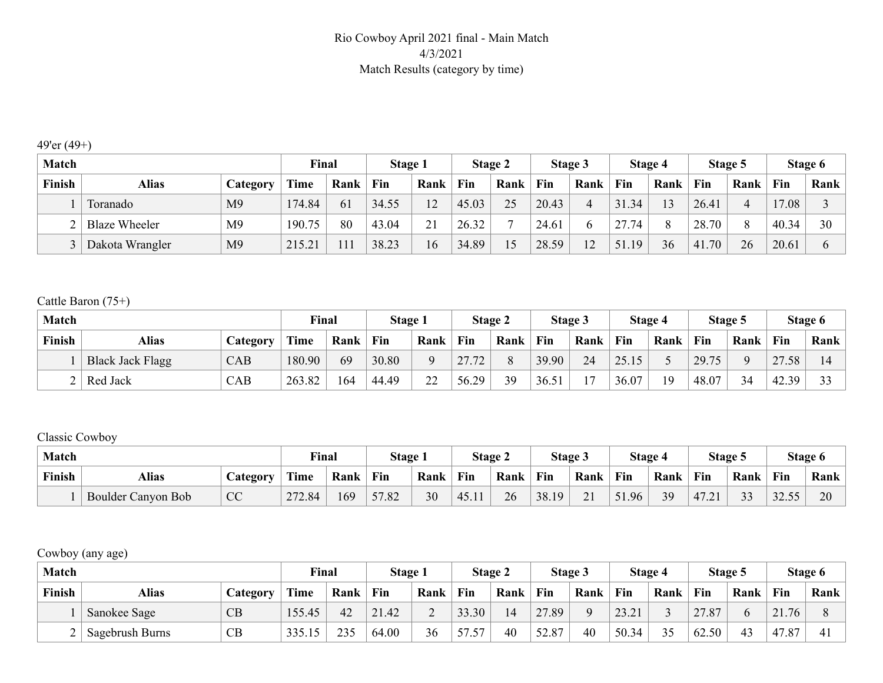Rio Cowboy April 2021 final - Main Match
4/3/2021
Match Results (category by time)

49'er (49+)

| Match | | | Final | | Stage 1 | | Stage 2 | | Stage 3 | | Stage 4 | | Stage 5 | | Stage 6 | |
|---|---|---|---|---|---|---|---|---|---|---|---|---|---|---|---|---|
| Finish | Alias | Category | Time | Rank | Fin | Rank | Fin | Rank | Fin | Rank | Fin | Rank | Fin | Rank | Fin | Rank |
| 1 | Toranado | M9 | 174.84 | 61 | 34.55 | 12 | 45.03 | 25 | 20.43 | 4 | 31.34 | 13 | 26.41 | 4 | 17.08 | 3 |
| 2 | Blaze Wheeler | M9 | 190.75 | 80 | 43.04 | 21 | 26.32 | 7 | 24.61 | 6 | 27.74 | 8 | 28.70 | 8 | 40.34 | 30 |
| 3 | Dakota Wrangler | M9 | 215.21 | 111 | 38.23 | 16 | 34.89 | 15 | 28.59 | 12 | 51.19 | 36 | 41.70 | 26 | 20.61 | 6 |

Cattle Baron (75+)

| Match | | | Final | | Stage 1 | | Stage 2 | | Stage 3 | | Stage 4 | | Stage 5 | | Stage 6 | |
|---|---|---|---|---|---|---|---|---|---|---|---|---|---|---|---|---|
| Finish | Alias | Category | Time | Rank | Fin | Rank | Fin | Rank | Fin | Rank | Fin | Rank | Fin | Rank | Fin | Rank |
| 1 | Black Jack Flagg | CAB | 180.90 | 69 | 30.80 | 9 | 27.72 | 8 | 39.90 | 24 | 25.15 | 5 | 29.75 | 9 | 27.58 | 14 |
| 2 | Red Jack | CAB | 263.82 | 164 | 44.49 | 22 | 56.29 | 39 | 36.51 | 17 | 36.07 | 19 | 48.07 | 34 | 42.39 | 33 |

Classic Cowboy

| Match | | | Final | | Stage 1 | | Stage 2 | | Stage 3 | | Stage 4 | | Stage 5 | | Stage 6 | |
|---|---|---|---|---|---|---|---|---|---|---|---|---|---|---|---|---|
| Finish | Alias | Category | Time | Rank | Fin | Rank | Fin | Rank | Fin | Rank | Fin | Rank | Fin | Rank | Fin | Rank |
| 1 | Boulder Canyon Bob | CC | 272.84 | 169 | 57.82 | 30 | 45.11 | 26 | 38.19 | 21 | 51.96 | 39 | 47.21 | 33 | 32.55 | 20 |

Cowboy (any age)

| Match | | | Final | | Stage 1 | | Stage 2 | | Stage 3 | | Stage 4 | | Stage 5 | | Stage 6 | |
|---|---|---|---|---|---|---|---|---|---|---|---|---|---|---|---|---|
| Finish | Alias | Category | Time | Rank | Fin | Rank | Fin | Rank | Fin | Rank | Fin | Rank | Fin | Rank | Fin | Rank |
| 1 | Sanokee Sage | CB | 155.45 | 42 | 21.42 | 2 | 33.30 | 14 | 27.89 | 9 | 23.21 | 3 | 27.87 | 6 | 21.76 | 8 |
| 2 | Sagebrush Burns | CB | 335.15 | 235 | 64.00 | 36 | 57.57 | 40 | 52.87 | 40 | 50.34 | 35 | 62.50 | 43 | 47.87 | 41 |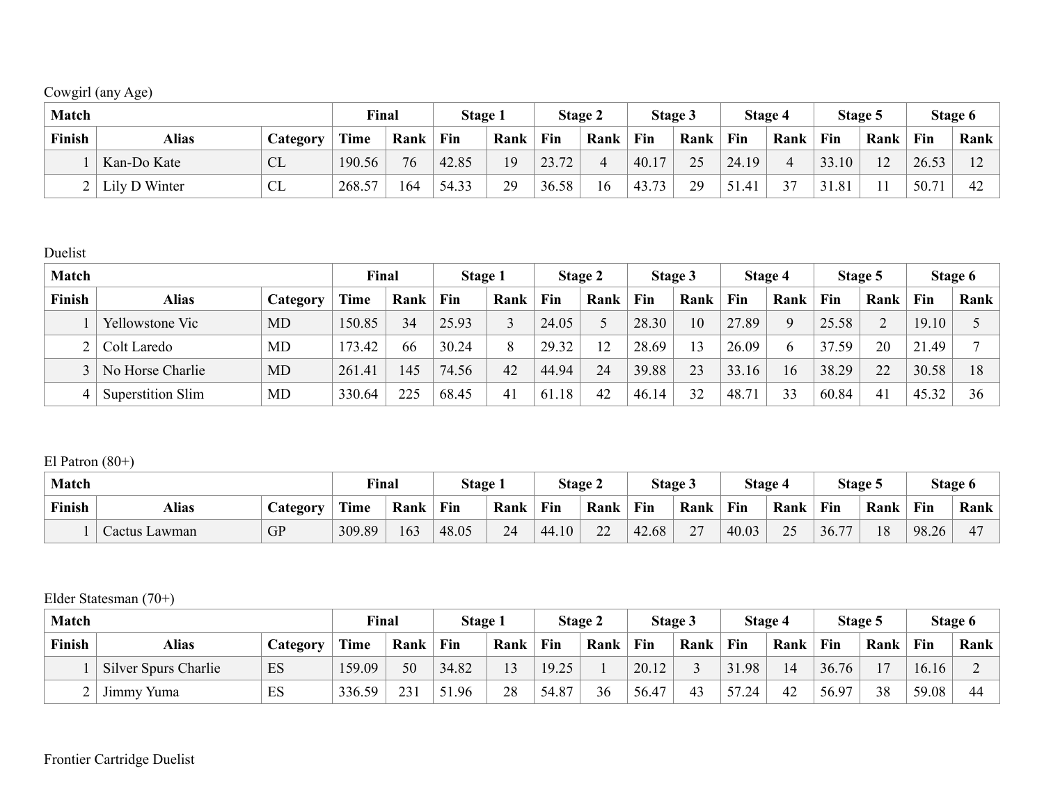Cowgirl (any Age)

| Match | | | Final | | Stage 1 | | Stage 2 | | Stage 3 | | Stage 4 | | Stage 5 | | Stage 6 | |
|---|---|---|---|---|---|---|---|---|---|---|---|---|---|---|---|---|
| Finish | Alias | Category | Time | Rank | Fin | Rank | Fin | Rank | Fin | Rank | Fin | Rank | Fin | Rank | Fin | Rank |
| 1 | Kan-Do Kate | CL | 190.56 | 76 | 42.85 | 19 | 23.72 | 4 | 40.17 | 25 | 24.19 | 4 | 33.10 | 12 | 26.53 | 12 |
| 2 | Lily D Winter | CL | 268.57 | 164 | 54.33 | 29 | 36.58 | 16 | 43.73 | 29 | 51.41 | 37 | 31.81 | 11 | 50.71 | 42 |

Duelist

| Match | | | Final | | Stage 1 | | Stage 2 | | Stage 3 | | Stage 4 | | Stage 5 | | Stage 6 | |
|---|---|---|---|---|---|---|---|---|---|---|---|---|---|---|---|---|
| Finish | Alias | Category | Time | Rank | Fin | Rank | Fin | Rank | Fin | Rank | Fin | Rank | Fin | Rank | Fin | Rank |
| 1 | Yellowstone Vic | MD | 150.85 | 34 | 25.93 | 3 | 24.05 | 5 | 28.30 | 10 | 27.89 | 9 | 25.58 | 2 | 19.10 | 5 |
| 2 | Colt Laredo | MD | 173.42 | 66 | 30.24 | 8 | 29.32 | 12 | 28.69 | 13 | 26.09 | 6 | 37.59 | 20 | 21.49 | 7 |
| 3 | No Horse Charlie | MD | 261.41 | 145 | 74.56 | 42 | 44.94 | 24 | 39.88 | 23 | 33.16 | 16 | 38.29 | 22 | 30.58 | 18 |
| 4 | Superstition Slim | MD | 330.64 | 225 | 68.45 | 41 | 61.18 | 42 | 46.14 | 32 | 48.71 | 33 | 60.84 | 41 | 45.32 | 36 |

El Patron (80+)

| Match | | | Final | | Stage 1 | | Stage 2 | | Stage 3 | | Stage 4 | | Stage 5 | | Stage 6 | |
|---|---|---|---|---|---|---|---|---|---|---|---|---|---|---|---|---|
| Finish | Alias | Category | Time | Rank | Fin | Rank | Fin | Rank | Fin | Rank | Fin | Rank | Fin | Rank | Fin | Rank |
| 1 | Cactus Lawman | GP | 309.89 | 163 | 48.05 | 24 | 44.10 | 22 | 42.68 | 27 | 40.03 | 25 | 36.77 | 18 | 98.26 | 47 |

Elder Statesman (70+)

| Match | | | Final | | Stage 1 | | Stage 2 | | Stage 3 | | Stage 4 | | Stage 5 | | Stage 6 | |
|---|---|---|---|---|---|---|---|---|---|---|---|---|---|---|---|---|
| Finish | Alias | Category | Time | Rank | Fin | Rank | Fin | Rank | Fin | Rank | Fin | Rank | Fin | Rank | Fin | Rank |
| 1 | Silver Spurs Charlie | ES | 159.09 | 50 | 34.82 | 13 | 19.25 | 1 | 20.12 | 3 | 31.98 | 14 | 36.76 | 17 | 16.16 | 2 |
| 2 | Jimmy Yuma | ES | 336.59 | 231 | 51.96 | 28 | 54.87 | 36 | 56.47 | 43 | 57.24 | 42 | 56.97 | 38 | 59.08 | 44 |

Frontier Cartridge Duelist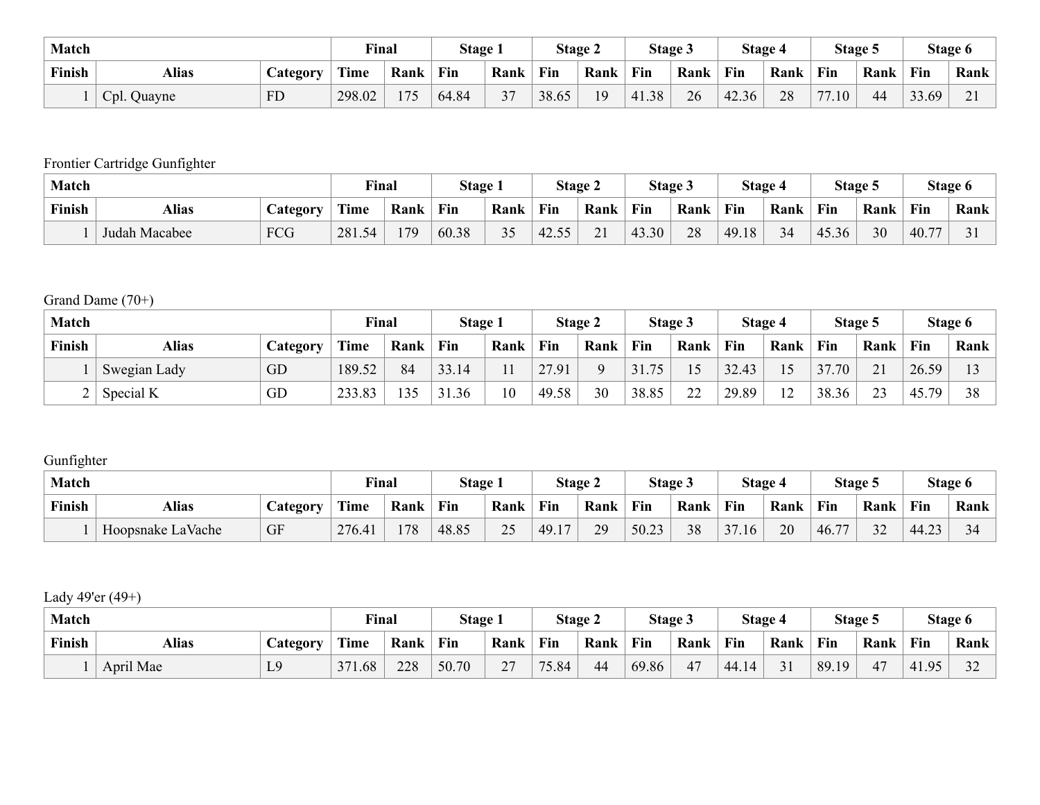| Match | | | Final | | Stage 1 | | Stage 2 | | Stage 3 | | Stage 4 | | Stage 5 | | Stage 6 | |
|---|---|---|---|---|---|---|---|---|---|---|---|---|---|---|---|---|
| Finish | Alias | Category | Time | Rank | Fin | Rank | Fin | Rank | Fin | Rank | Fin | Rank | Fin | Rank | Fin | Rank |
| 1 | Cpl. Quayne | FD | 298.02 | 175 | 64.84 | 37 | 38.65 | 19 | 41.38 | 26 | 42.36 | 28 | 77.10 | 44 | 33.69 | 21 |

Frontier Cartridge Gunfighter

| Match | | | Final | | Stage 1 | | Stage 2 | | Stage 3 | | Stage 4 | | Stage 5 | | Stage 6 | |
|---|---|---|---|---|---|---|---|---|---|---|---|---|---|---|---|---|
| Finish | Alias | Category | Time | Rank | Fin | Rank | Fin | Rank | Fin | Rank | Fin | Rank | Fin | Rank | Fin | Rank |
| 1 | Judah Macabee | FCG | 281.54 | 179 | 60.38 | 35 | 42.55 | 21 | 43.30 | 28 | 49.18 | 34 | 45.36 | 30 | 40.77 | 31 |

Grand Dame (70+)

| Match | | | Final | | Stage 1 | | Stage 2 | | Stage 3 | | Stage 4 | | Stage 5 | | Stage 6 | |
|---|---|---|---|---|---|---|---|---|---|---|---|---|---|---|---|---|
| Finish | Alias | Category | Time | Rank | Fin | Rank | Fin | Rank | Fin | Rank | Fin | Rank | Fin | Rank | Fin | Rank |
| 1 | Swegian Lady | GD | 189.52 | 84 | 33.14 | 11 | 27.91 | 9 | 31.75 | 15 | 32.43 | 15 | 37.70 | 21 | 26.59 | 13 |
| 2 | Special K | GD | 233.83 | 135 | 31.36 | 10 | 49.58 | 30 | 38.85 | 22 | 29.89 | 12 | 38.36 | 23 | 45.79 | 38 |

Gunfighter

| Match | | | Final | | Stage 1 | | Stage 2 | | Stage 3 | | Stage 4 | | Stage 5 | | Stage 6 | |
|---|---|---|---|---|---|---|---|---|---|---|---|---|---|---|---|---|
| Finish | Alias | Category | Time | Rank | Fin | Rank | Fin | Rank | Fin | Rank | Fin | Rank | Fin | Rank | Fin | Rank |
| 1 | Hoopsnake LaVache | GF | 276.41 | 178 | 48.85 | 25 | 49.17 | 29 | 50.23 | 38 | 37.16 | 20 | 46.77 | 32 | 44.23 | 34 |

Lady 49'er (49+)

| Match | | | Final | | Stage 1 | | Stage 2 | | Stage 3 | | Stage 4 | | Stage 5 | | Stage 6 | |
|---|---|---|---|---|---|---|---|---|---|---|---|---|---|---|---|---|
| Finish | Alias | Category | Time | Rank | Fin | Rank | Fin | Rank | Fin | Rank | Fin | Rank | Fin | Rank | Fin | Rank |
| 1 | April Mae | L9 | 371.68 | 228 | 50.70 | 27 | 75.84 | 44 | 69.86 | 47 | 44.14 | 31 | 89.19 | 47 | 41.95 | 32 |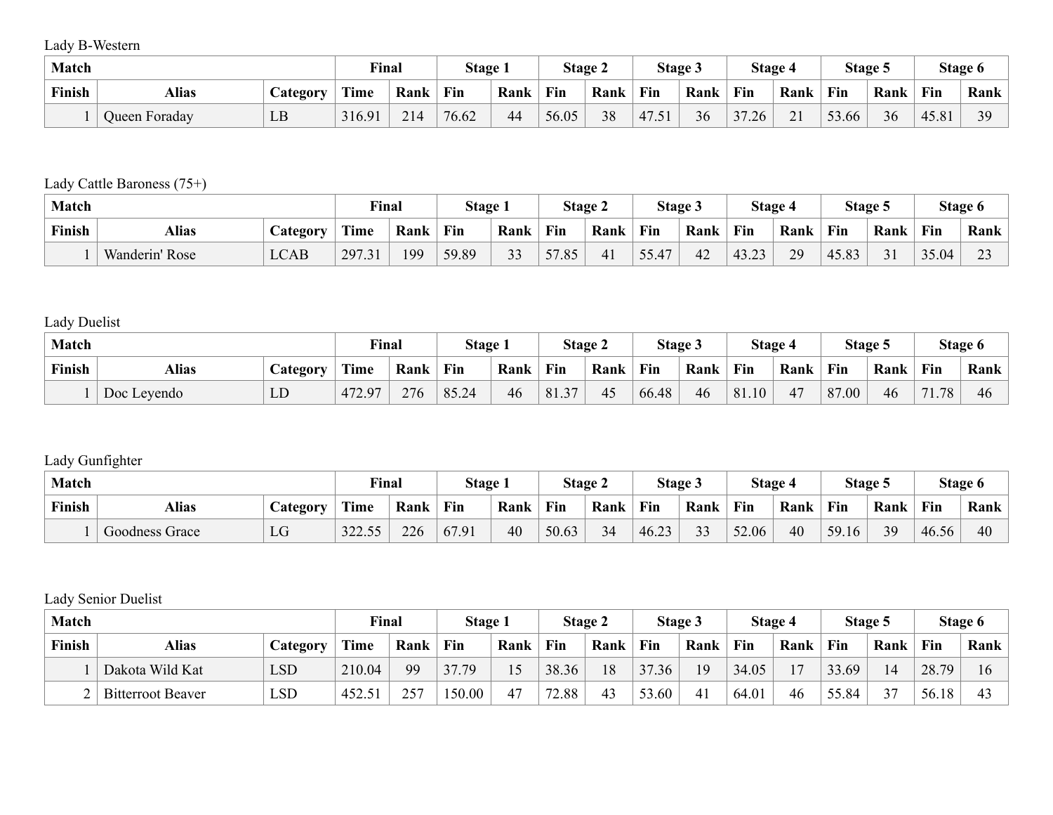Lady B-Western

| Match | | | Final | | Stage 1 | | Stage 2 | | Stage 3 | | Stage 4 | | Stage 5 | | Stage 6 | |
|---|---|---|---|---|---|---|---|---|---|---|---|---|---|---|---|---|
| Finish | Alias | Category | Time | Rank | Fin | Rank | Fin | Rank | Fin | Rank | Fin | Rank | Fin | Rank | Fin | Rank |
| 1 | Queen Foraday | LB | 316.91 | 214 | 76.62 | 44 | 56.05 | 38 | 47.51 | 36 | 37.26 | 21 | 53.66 | 36 | 45.81 | 39 |

Lady Cattle Baroness (75+)

| Match | | | Final | | Stage 1 | | Stage 2 | | Stage 3 | | Stage 4 | | Stage 5 | | Stage 6 | |
|---|---|---|---|---|---|---|---|---|---|---|---|---|---|---|---|---|
| Finish | Alias | Category | Time | Rank | Fin | Rank | Fin | Rank | Fin | Rank | Fin | Rank | Fin | Rank | Fin | Rank |
| 1 | Wanderin' Rose | LCAB | 297.31 | 199 | 59.89 | 33 | 57.85 | 41 | 55.47 | 42 | 43.23 | 29 | 45.83 | 31 | 35.04 | 23 |

Lady Duelist

| Match | | | Final | | Stage 1 | | Stage 2 | | Stage 3 | | Stage 4 | | Stage 5 | | Stage 6 | |
|---|---|---|---|---|---|---|---|---|---|---|---|---|---|---|---|---|
| Finish | Alias | Category | Time | Rank | Fin | Rank | Fin | Rank | Fin | Rank | Fin | Rank | Fin | Rank | Fin | Rank |
| 1 | Doc Leyendo | LD | 472.97 | 276 | 85.24 | 46 | 81.37 | 45 | 66.48 | 46 | 81.10 | 47 | 87.00 | 46 | 71.78 | 46 |

Lady Gunfighter

| Match | | | Final | | Stage 1 | | Stage 2 | | Stage 3 | | Stage 4 | | Stage 5 | | Stage 6 | |
|---|---|---|---|---|---|---|---|---|---|---|---|---|---|---|---|---|
| Finish | Alias | Category | Time | Rank | Fin | Rank | Fin | Rank | Fin | Rank | Fin | Rank | Fin | Rank | Fin | Rank |
| 1 | Goodness Grace | LG | 322.55 | 226 | 67.91 | 40 | 50.63 | 34 | 46.23 | 33 | 52.06 | 40 | 59.16 | 39 | 46.56 | 40 |

Lady Senior Duelist

| Match | | | Final | | Stage 1 | | Stage 2 | | Stage 3 | | Stage 4 | | Stage 5 | | Stage 6 | |
|---|---|---|---|---|---|---|---|---|---|---|---|---|---|---|---|---|
| Finish | Alias | Category | Time | Rank | Fin | Rank | Fin | Rank | Fin | Rank | Fin | Rank | Fin | Rank | Fin | Rank |
| 1 | Dakota Wild Kat | LSD | 210.04 | 99 | 37.79 | 15 | 38.36 | 18 | 37.36 | 19 | 34.05 | 17 | 33.69 | 14 | 28.79 | 16 |
| 2 | Bitterroot Beaver | LSD | 452.51 | 257 | 150.00 | 47 | 72.88 | 43 | 53.60 | 41 | 64.01 | 46 | 55.84 | 37 | 56.18 | 43 |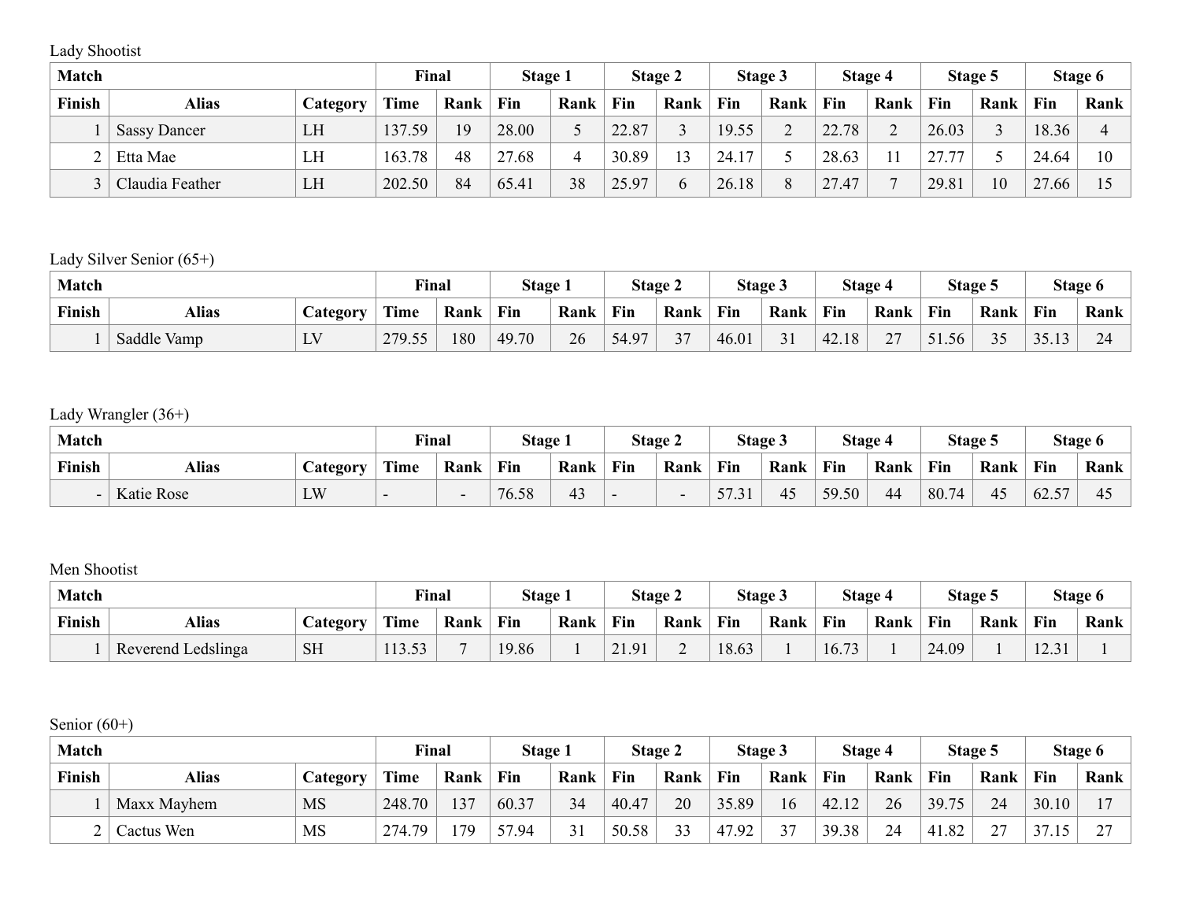Lady Shootist

| Match | | | Final | | Stage 1 | | Stage 2 | | Stage 3 | | Stage 4 | | Stage 5 | | Stage 6 | |
|---|---|---|---|---|---|---|---|---|---|---|---|---|---|---|---|---|
| Finish | Alias | Category | Time | Rank | Fin | Rank | Fin | Rank | Fin | Rank | Fin | Rank | Fin | Rank | Fin | Rank |
| 1 | Sassy Dancer | LH | 137.59 | 19 | 28.00 | 5 | 22.87 | 3 | 19.55 | 2 | 22.78 | 2 | 26.03 | 3 | 18.36 | 4 |
| 2 | Etta Mae | LH | 163.78 | 48 | 27.68 | 4 | 30.89 | 13 | 24.17 | 5 | 28.63 | 11 | 27.77 | 5 | 24.64 | 10 |
| 3 | Claudia Feather | LH | 202.50 | 84 | 65.41 | 38 | 25.97 | 6 | 26.18 | 8 | 27.47 | 7 | 29.81 | 10 | 27.66 | 15 |

Lady Silver Senior (65+)

| Match | | | Final | | Stage 1 | | Stage 2 | | Stage 3 | | Stage 4 | | Stage 5 | | Stage 6 | |
|---|---|---|---|---|---|---|---|---|---|---|---|---|---|---|---|---|
| Finish | Alias | Category | Time | Rank | Fin | Rank | Fin | Rank | Fin | Rank | Fin | Rank | Fin | Rank | Fin | Rank |
| 1 | Saddle Vamp | LV | 279.55 | 180 | 49.70 | 26 | 54.97 | 37 | 46.01 | 31 | 42.18 | 27 | 51.56 | 35 | 35.13 | 24 |

Lady Wrangler (36+)

| Match | | | Final | | Stage 1 | | Stage 2 | | Stage 3 | | Stage 4 | | Stage 5 | | Stage 6 | |
|---|---|---|---|---|---|---|---|---|---|---|---|---|---|---|---|---|
| Finish | Alias | Category | Time | Rank | Fin | Rank | Fin | Rank | Fin | Rank | Fin | Rank | Fin | Rank | Fin | Rank |
| - | Katie Rose | LW | - | - | 76.58 | 43 | - | - | 57.31 | 45 | 59.50 | 44 | 80.74 | 45 | 62.57 | 45 |

Men Shootist

| Match | | | Final | | Stage 1 | | Stage 2 | | Stage 3 | | Stage 4 | | Stage 5 | | Stage 6 | |
|---|---|---|---|---|---|---|---|---|---|---|---|---|---|---|---|---|
| Finish | Alias | Category | Time | Rank | Fin | Rank | Fin | Rank | Fin | Rank | Fin | Rank | Fin | Rank | Fin | Rank |
| 1 | Reverend Ledslinga | SH | 113.53 | 7 | 19.86 | 1 | 21.91 | 2 | 18.63 | 1 | 16.73 | 1 | 24.09 | 1 | 12.31 | 1 |

Senior (60+)

| Match | | | Final | | Stage 1 | | Stage 2 | | Stage 3 | | Stage 4 | | Stage 5 | | Stage 6 | |
|---|---|---|---|---|---|---|---|---|---|---|---|---|---|---|---|---|
| Finish | Alias | Category | Time | Rank | Fin | Rank | Fin | Rank | Fin | Rank | Fin | Rank | Fin | Rank | Fin | Rank |
| 1 | Maxx Mayhem | MS | 248.70 | 137 | 60.37 | 34 | 40.47 | 20 | 35.89 | 16 | 42.12 | 26 | 39.75 | 24 | 30.10 | 17 |
| 2 | Cactus Wen | MS | 274.79 | 179 | 57.94 | 31 | 50.58 | 33 | 47.92 | 37 | 39.38 | 24 | 41.82 | 27 | 37.15 | 27 |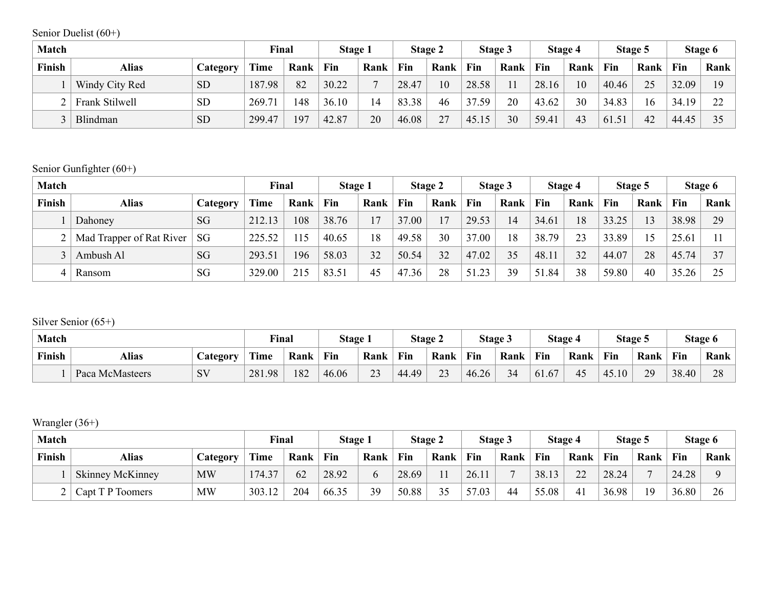Senior Duelist (60+)

| Match | | | Final | | Stage 1 | | Stage 2 | | Stage 3 | | Stage 4 | | Stage 5 | | Stage 6 | |
|---|---|---|---|---|---|---|---|---|---|---|---|---|---|---|---|---|
| Finish | Alias | Category | Time | Rank | Fin | Rank | Fin | Rank | Fin | Rank | Fin | Rank | Fin | Rank | Fin | Rank |
| 1 | Windy City Red | SD | 187.98 | 82 | 30.22 | 7 | 28.47 | 10 | 28.58 | 11 | 28.16 | 10 | 40.46 | 25 | 32.09 | 19 |
| 2 | Frank Stilwell | SD | 269.71 | 148 | 36.10 | 14 | 83.38 | 46 | 37.59 | 20 | 43.62 | 30 | 34.83 | 16 | 34.19 | 22 |
| 3 | Blindman | SD | 299.47 | 197 | 42.87 | 20 | 46.08 | 27 | 45.15 | 30 | 59.41 | 43 | 61.51 | 42 | 44.45 | 35 |

Senior Gunfighter (60+)

| Match | | | Final | | Stage 1 | | Stage 2 | | Stage 3 | | Stage 4 | | Stage 5 | | Stage 6 | |
|---|---|---|---|---|---|---|---|---|---|---|---|---|---|---|---|---|
| Finish | Alias | Category | Time | Rank | Fin | Rank | Fin | Rank | Fin | Rank | Fin | Rank | Fin | Rank | Fin | Rank |
| 1 | Dahoney | SG | 212.13 | 108 | 38.76 | 17 | 37.00 | 17 | 29.53 | 14 | 34.61 | 18 | 33.25 | 13 | 38.98 | 29 |
| 2 | Mad Trapper of Rat River | SG | 225.52 | 115 | 40.65 | 18 | 49.58 | 30 | 37.00 | 18 | 38.79 | 23 | 33.89 | 15 | 25.61 | 11 |
| 3 | Ambush Al | SG | 293.51 | 196 | 58.03 | 32 | 50.54 | 32 | 47.02 | 35 | 48.11 | 32 | 44.07 | 28 | 45.74 | 37 |
| 4 | Ransom | SG | 329.00 | 215 | 83.51 | 45 | 47.36 | 28 | 51.23 | 39 | 51.84 | 38 | 59.80 | 40 | 35.26 | 25 |

Silver Senior (65+)

| Match | | | Final | | Stage 1 | | Stage 2 | | Stage 3 | | Stage 4 | | Stage 5 | | Stage 6 | |
|---|---|---|---|---|---|---|---|---|---|---|---|---|---|---|---|---|
| Finish | Alias | Category | Time | Rank | Fin | Rank | Fin | Rank | Fin | Rank | Fin | Rank | Fin | Rank | Fin | Rank |
| 1 | Paca McMasteers | SV | 281.98 | 182 | 46.06 | 23 | 44.49 | 23 | 46.26 | 34 | 61.67 | 45 | 45.10 | 29 | 38.40 | 28 |

Wrangler (36+)

| Match | | | Final | | Stage 1 | | Stage 2 | | Stage 3 | | Stage 4 | | Stage 5 | | Stage 6 | |
|---|---|---|---|---|---|---|---|---|---|---|---|---|---|---|---|---|
| Finish | Alias | Category | Time | Rank | Fin | Rank | Fin | Rank | Fin | Rank | Fin | Rank | Fin | Rank | Fin | Rank |
| 1 | Skinney McKinney | MW | 174.37 | 62 | 28.92 | 6 | 28.69 | 11 | 26.11 | 7 | 38.13 | 22 | 28.24 | 7 | 24.28 | 9 |
| 2 | Capt T P Toomers | MW | 303.12 | 204 | 66.35 | 39 | 50.88 | 35 | 57.03 | 44 | 55.08 | 41 | 36.98 | 19 | 36.80 | 26 |